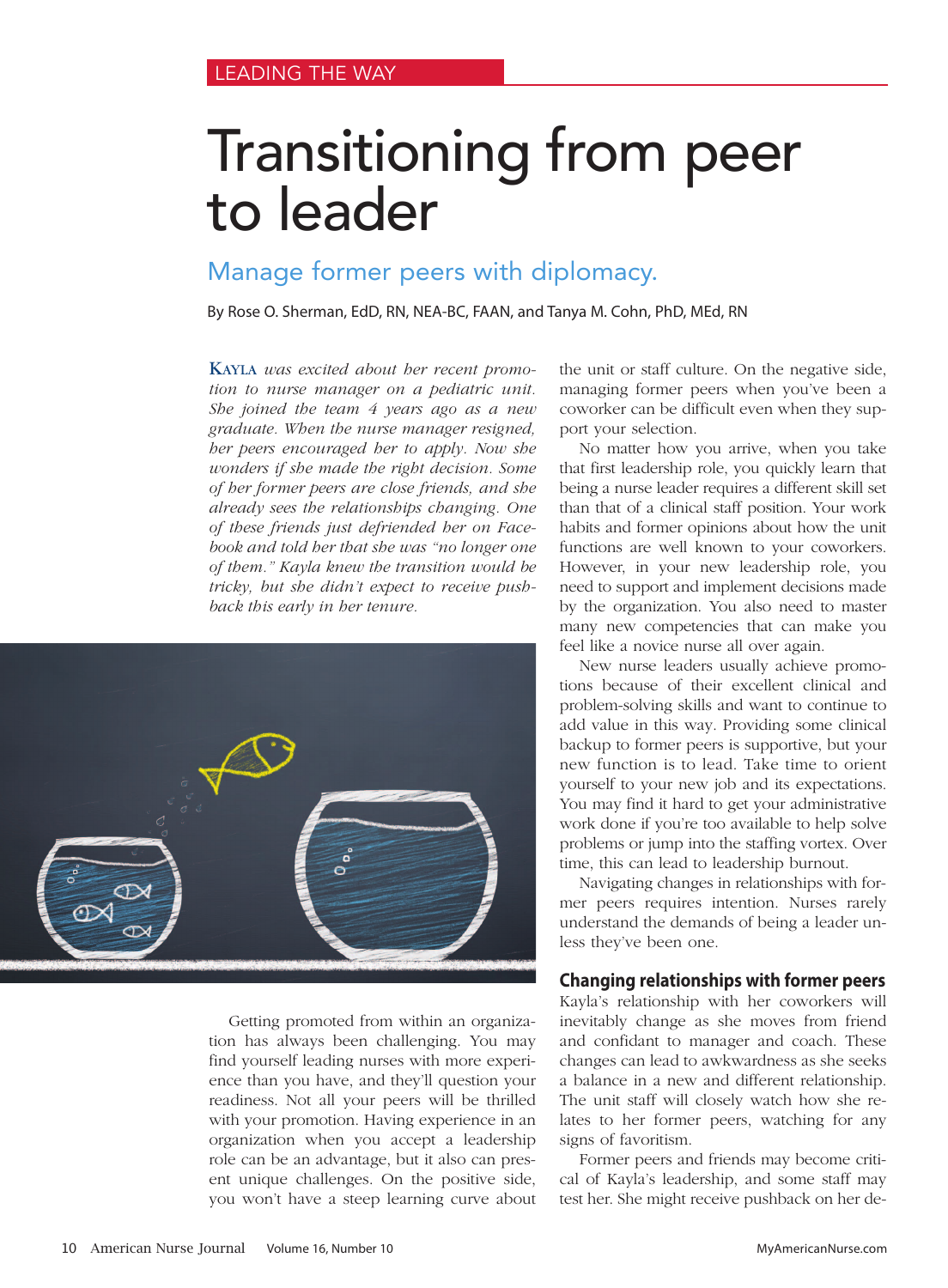LEADING THE WAY

# Transitioning from peer to leader

## Manage former peers with diplomacy.

By Rose O. Sherman, EdD, RN, NEA-BC, FAAN, and Tanya M. Cohn, PhD, MEd, RN

*KAYLA was excited about her recent promotion to nurse manager on a pediatric unit. She joined the team 4 years ago as a new graduate. When the nurse manager resigned, her peers encouraged her to apply. Now she wonders if she made the right decision. Some of her former peers are close friends, and she already sees the relationships changing. One of these friends just defriended her on Facebook and told her that she was "no longer one of them." Kayla knew the transition would be tricky, but she didn't expect to receive pushback this early in her tenure.*

Getting promoted from within an organization has always been challenging. You may find yourself leading nurses with more experience than you have, and they'll question your readiness. Not all your peers will be thrilled with your promotion. Having experience in an organization when you accept a leadership role can be an advantage, but it also can present unique challenges. On the positive side, you won't have a steep learning curve about the unit or staff culture. On the negative side, managing former peers when you've been a coworker can be difficult even when they support your selection.

No matter how you arrive, when you take that first leadership role, you quickly learn that being a nurse leader requires a different skill set than that of a clinical staff position. Your work habits and former opinions about how the unit functions are well known to your coworkers. However, in your new leadership role, you need to support and implement decisions made by the organization. You also need to master many new competencies that can make you feel like a novice nurse all over again.

New nurse leaders usually achieve promotions because of their excellent clinical and problem-solving skills and want to continue to add value in this way. Providing some clinical backup to former peers is supportive, but your new function is to lead. Take time to orient yourself to your new job and its expectations. You may find it hard to get your administrative work done if you're too available to help solve problems or jump into the staffing vortex. Over time, this can lead to leadership burnout.

Navigating changes in relationships with former peers requires intention. Nurses rarely understand the demands of being a leader unless they've been one.

### Changing relationships with former peers

Kayla's relationship with her coworkers will inevitably change as she moves from friend and confidant to manager and coach. These changes can lead to awkwardness as she seeks a balance in a new and different relationship. The unit staff will closely watch how she relates to her former peers, watching for any signs of favoritism.

Former peers and friends may become critical of Kayla's leadership, and some staff may test her. She might receive pushback on her de-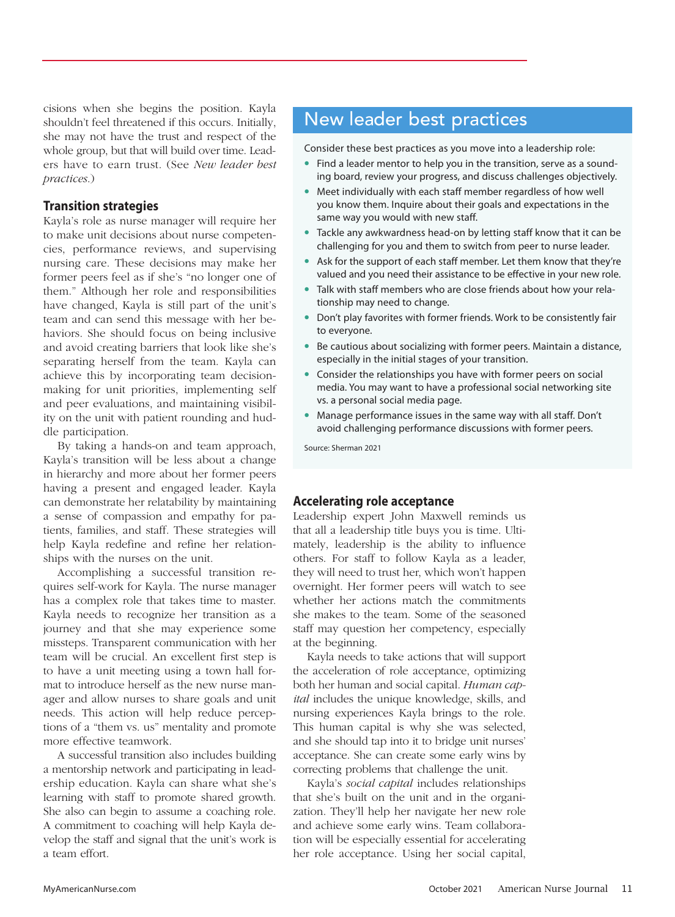cisions when she begins the position. Kayla shouldn't feel threatened if this occurs. Initially, she may not have the trust and respect of the whole group, but that will build over time. Leaders have to earn trust. (See *New leader best practices*.)

### Transition strategies

Kayla's role as nurse manager will require her to make unit decisions about nurse competencies, performance reviews, and supervising nursing care. These decisions may make her former peers feel as if she's "no longer one of them." Although her role and responsibilities have changed, Kayla is still part of the unit's team and can send this message with her behaviors. She should focus on being inclusive and avoid creating barriers that look like she's separating herself from the team. Kayla can achieve this by incorporating team decision-making for unit priorities, implementing self and peer evaluations, and maintaining visibility on the unit with patient rounding and huddle participation.

By taking a hands-on and team approach, Kayla's transition will be less about a change in hierarchy and more about her former peers having a present and engaged leader. Kayla can demonstrate her relatability by maintaining a sense of compassion and empathy for patients, families, and staff. These strategies will help Kayla redefine and refine her relationships with the nurses on the unit.

Accomplishing a successful transition requires self-work for Kayla. The nurse manager has a complex role that takes time to master. Kayla needs to recognize her transition as a journey and that she may experience some missteps. Transparent communication with her team will be crucial. An excellent first step is to have a unit meeting using a town hall format to introduce herself as the new nurse manager and allow nurses to share goals and unit needs. This action will help reduce perceptions of a "them vs. us" mentality and promote more effective teamwork.

A successful transition also includes building a mentorship network and participating in leadership education. Kayla can share what she's learning with staff to promote shared growth. She also can begin to assume a coaching role. A commitment to coaching will help Kayla develop the staff and signal that the unit's work is a team effort.

## New leader best practices

Consider these best practices as you move into a leadership role:

- Find a leader mentor to help you in the transition, serve as a sounding board, review your progress, and discuss challenges objectively.
- Meet individually with each staff member regardless of how well you know them. Inquire about their goals and expectations in the same way you would with new staff.
- Tackle any awkwardness head-on by letting staff know that it can be challenging for you and them to switch from peer to nurse leader.
- Ask for the support of each staff member. Let them know that they're valued and you need their assistance to be effective in your new role.
- Talk with staff members who are close friends about how your relationship may need to change.
- Don't play favorites with former friends. Work to be consistently fair to everyone.
- Be cautious about socializing with former peers. Maintain a distance, especially in the initial stages of your transition.
- Consider the relationships you have with former peers on social media. You may want to have a professional social networking site vs. a personal social media page.
- Manage performance issues in the same way with all staff. Don't avoid challenging performance discussions with former peers.

Source: Sherman 2021

### Accelerating role acceptance

Leadership expert John Maxwell reminds us that all a leadership title buys you is time. Ultimately, leadership is the ability to influence others. For staff to follow Kayla as a leader, they will need to trust her, which won't happen overnight. Her former peers will watch to see whether her actions match the commitments she makes to the team. Some of the seasoned staff may question her competency, especially at the beginning.

Kayla needs to take actions that will support the acceleration of role acceptance, optimizing both her human and social capital. *Human capital* includes the unique knowledge, skills, and nursing experiences Kayla brings to the role. This human capital is why she was selected, and she should tap into it to bridge unit nurses' acceptance. She can create some early wins by correcting problems that challenge the unit.

Kayla's *social capital* includes relationships that she's built on the unit and in the organization. They'll help her navigate her new role and achieve some early wins. Team collaboration will be especially essential for accelerating her role acceptance. Using her social capital,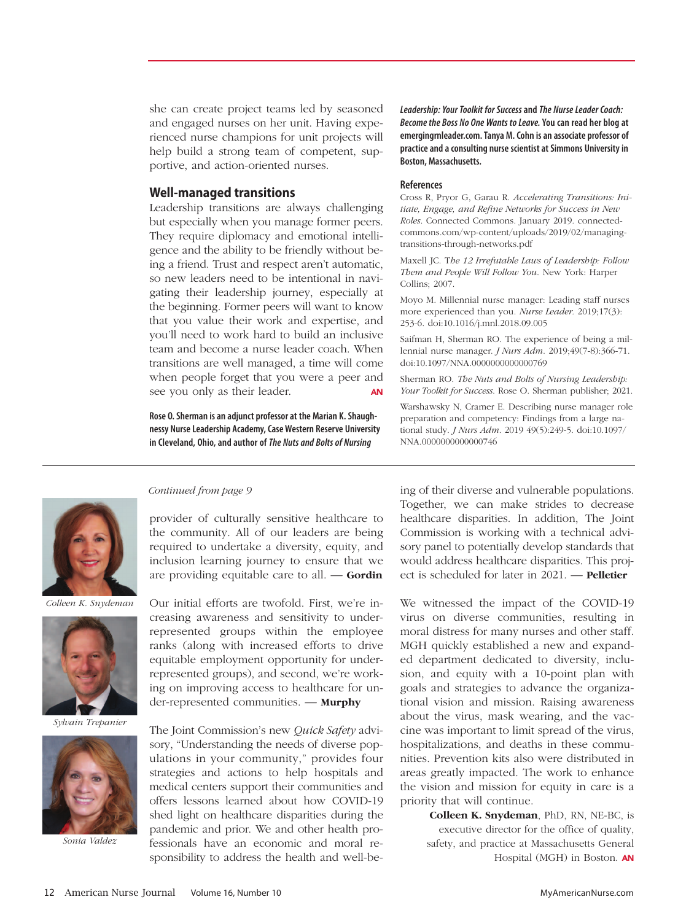she can create project teams led by seasoned and engaged nurses on her unit. Having experienced nurse champions for unit projects will help build a strong team of competent, supportive, and action-oriented nurses.

## Well-managed transitions

Leadership transitions are always challenging but especially when you manage former peers. They require diplomacy and emotional intelligence and the ability to be friendly without being a friend. Trust and respect aren't automatic, so new leaders need to be intentional in navigating their leadership journey, especially at the beginning. Former peers will want to know that you value their work and expertise, and you'll need to work hard to build an inclusive team and become a nurse leader coach. When transitions are well managed, a time will come when people forget that you were a peer and see you only as their leader. **AN**

**Rose O. Sherman is an adjunct professor at the Marian K. Shaughnessy Nurse Leadership Academy, Case Western Reserve University in Cleveland, Ohio, and author of *The Nuts and Bolts of Nursing Leadership: Your Toolkit for Success* and *The Nurse Leader Coach: Become the Boss No One Wants to Leave.* You can read her blog at emergingrnleader.com. Tanya M. Cohn is an associate professor of practice and a consulting nurse scientist at Simmons University in Boston, Massachusetts.**

### References

Cross R, Pryor G, Garau R. *Accelerating Transitions: Initiate, Engage, and Refine Networks for Success in New Roles*. Connected Commons. January 2019. connected-commons.com/wp-content/uploads/2019/02/managing-transitions-through-networks.pdf

Maxell JC. T*he 12 Irrefutable Laws of Leadership: Follow Them and People Will Follow You*. New York: Harper Collins; 2007.

Moyo M. Millennial nurse manager: Leading staff nurses more experienced than you. *Nurse Leader.* 2019;17(3):253-6. doi:10.1016/j.mnl.2018.09.005

Saifman H, Sherman RO. The experience of being a millennial nurse manager. *J Nurs Adm*. 2019;49(7-8):366-71. doi:10.1097/NNA.0000000000000769

Sherman RO. *The Nuts and Bolts of Nursing Leadership: Your Toolkit for Success*. Rose O. Sherman publisher; 2021.

Warshawsky N, Cramer E. Describing nurse manager role preparation and competency: Findings from a large national study. *J Nurs Adm*. 2019 49(5):249-5. doi:10.1097/NNA.0000000000000746

---

*Continued from page 9*

*Colleen K. Snydeman*

*Sylvain Trepanier*

*Sonia Valdez*

provider of culturally sensitive healthcare to the community. All of our leaders are being required to undertake a diversity, equity, and inclusion learning journey to ensure that we are providing equitable care to all. — **Gordin**

Our initial efforts are twofold. First, we're increasing awareness and sensitivity to under-represented groups within the employee ranks (along with increased efforts to drive equitable employment opportunity for under-represented groups), and second, we're working on improving access to healthcare for under-represented communities. — **Murphy**

The Joint Commission's new *Quick Safety* advisory, "Understanding the needs of diverse populations in your community," provides four strategies and actions to help hospitals and medical centers support their communities and offers lessons learned about how COVID-19 shed light on healthcare disparities during the pandemic and prior. We and other health professionals have an economic and moral responsibility to address the health and well-being of their diverse and vulnerable populations. Together, we can make strides to decrease healthcare disparities. In addition, The Joint Commission is working with a technical advisory panel to potentially develop standards that would address healthcare disparities. This project is scheduled for later in 2021. — **Pelletier**

We witnessed the impact of the COVID-19 virus on diverse communities, resulting in moral distress for many nurses and other staff. MGH quickly established a new and expanded department dedicated to diversity, inclusion, and equity with a 10-point plan with goals and strategies to advance the organizational vision and mission. Raising awareness about the virus, mask wearing, and the vaccine was important to limit spread of the virus, hospitalizations, and deaths in these communities. Prevention kits also were distributed in areas greatly impacted. The work to enhance the vision and mission for equity in care is a priority that will continue.

**Colleen K. Snydeman**, PhD, RN, NE-BC, is executive director for the office of quality, safety, and practice at Massachusetts General Hospital (MGH) in Boston. **AN**